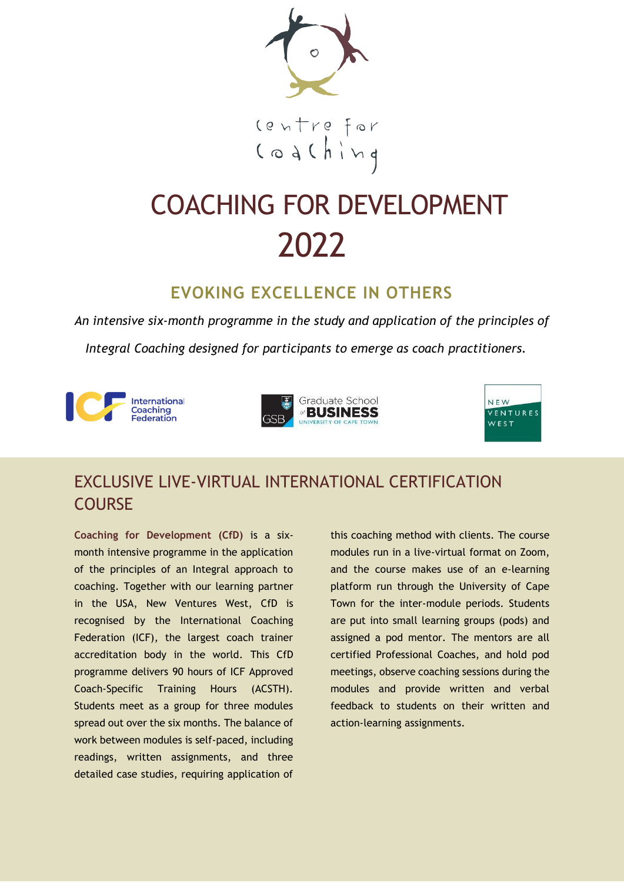centre for coaching

# COACHING FOR DEVELOPMENT 2022

## EVOKING EXCELLENCE IN OTHERS

*An intensive six-month programme in the study and application of the principles of Integral Coaching designed for participants to emerge as coach practitioners.*

International Coaching Federation

Graduate School of Business University of Cape Town

New Ventures West

## EXCLUSIVE LIVE-VIRTUAL INTERNATIONAL CERTIFICATION COURSE

**Coaching for Development (CfD)** is a six-month intensive programme in the application of the principles of an Integral approach to coaching. Together with our learning partner in the USA, New Ventures West, CfD is recognised by the International Coaching Federation (ICF), the largest coach trainer accreditation body in the world. This CfD programme delivers 90 hours of ICF Approved Coach-Specific Training Hours (ACSTH). Students meet as a group for three modules spread out over the six months. The balance of work between modules is self-paced, including readings, written assignments, and three detailed case studies, requiring application of this coaching method with clients. The course modules run in a live-virtual format on Zoom, and the course makes use of an e-learning platform run through the University of Cape Town for the inter-module periods. Students are put into small learning groups (pods) and assigned a pod mentor. The mentors are all certified Professional Coaches, and hold pod meetings, observe coaching sessions during the modules and provide written and verbal feedback to students on their written and action-learning assignments.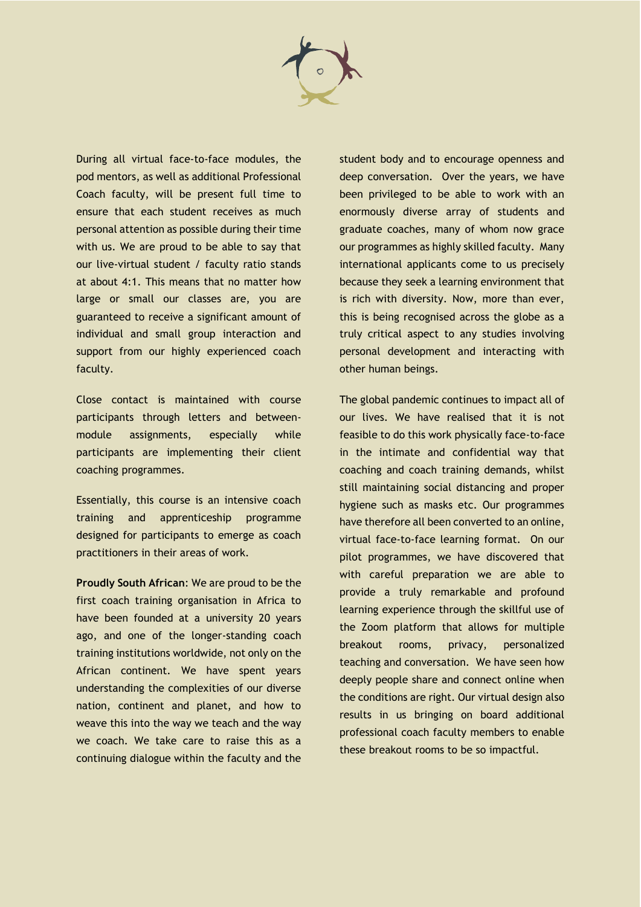During all virtual face-to-face modules, the pod mentors, as well as additional Professional Coach faculty, will be present full time to ensure that each student receives as much personal attention as possible during their time with us. We are proud to be able to say that our live-virtual student / faculty ratio stands at about 4:1. This means that no matter how large or small our classes are, you are guaranteed to receive a significant amount of individual and small group interaction and support from our highly experienced coach faculty.

Close contact is maintained with course participants through letters and between-module assignments, especially while participants are implementing their client coaching programmes.

Essentially, this course is an intensive coach training and apprenticeship programme designed for participants to emerge as coach practitioners in their areas of work.

**Proudly South African**: We are proud to be the first coach training organisation in Africa to have been founded at a university 20 years ago, and one of the longer-standing coach training institutions worldwide, not only on the African continent. We have spent years understanding the complexities of our diverse nation, continent and planet, and how to weave this into the way we teach and the way we coach. We take care to raise this as a continuing dialogue within the faculty and the student body and to encourage openness and deep conversation. Over the years, we have been privileged to be able to work with an enormously diverse array of students and graduate coaches, many of whom now grace our programmes as highly skilled faculty. Many international applicants come to us precisely because they seek a learning environment that is rich with diversity. Now, more than ever, this is being recognised across the globe as a truly critical aspect to any studies involving personal development and interacting with other human beings.

The global pandemic continues to impact all of our lives. We have realised that it is not feasible to do this work physically face-to-face in the intimate and confidential way that coaching and coach training demands, whilst still maintaining social distancing and proper hygiene such as masks etc. Our programmes have therefore all been converted to an online, virtual face-to-face learning format. On our pilot programmes, we have discovered that with careful preparation we are able to provide a truly remarkable and profound learning experience through the skillful use of the Zoom platform that allows for multiple breakout rooms, privacy, personalized teaching and conversation. We have seen how deeply people share and connect online when the conditions are right. Our virtual design also results in us bringing on board additional professional coach faculty members to enable these breakout rooms to be so impactful.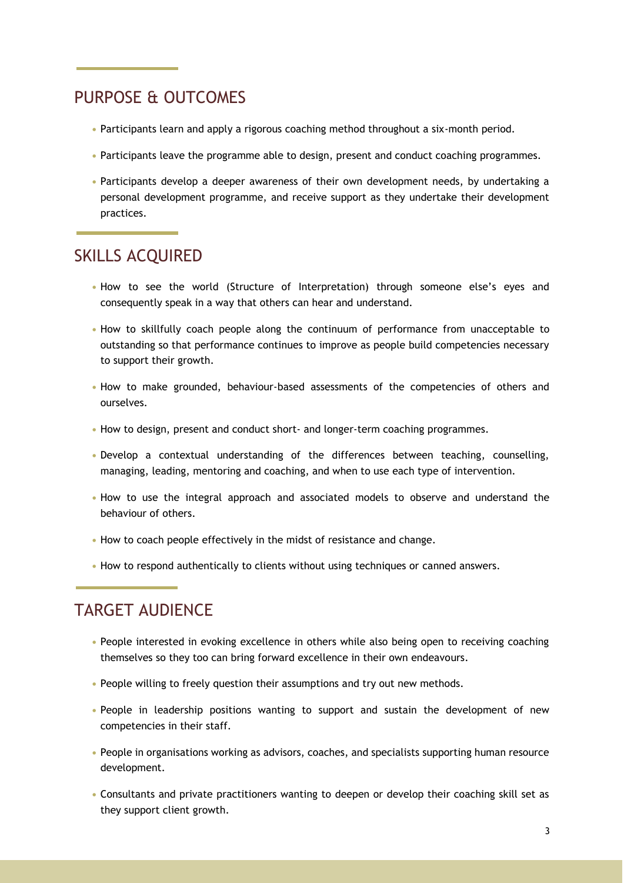## PURPOSE & OUTCOMES

- Participants learn and apply a rigorous coaching method throughout a six-month period.
- Participants leave the programme able to design, present and conduct coaching programmes.
- Participants develop a deeper awareness of their own development needs, by undertaking a personal development programme, and receive support as they undertake their development practices.

## SKILLS ACQUIRED

- How to see the world (Structure of Interpretation) through someone else's eyes and consequently speak in a way that others can hear and understand.
- How to skillfully coach people along the continuum of performance from unacceptable to outstanding so that performance continues to improve as people build competencies necessary to support their growth.
- How to make grounded, behaviour-based assessments of the competencies of others and ourselves.
- How to design, present and conduct short- and longer-term coaching programmes.
- Develop a contextual understanding of the differences between teaching, counselling, managing, leading, mentoring and coaching, and when to use each type of intervention.
- How to use the integral approach and associated models to observe and understand the behaviour of others.
- How to coach people effectively in the midst of resistance and change.
- How to respond authentically to clients without using techniques or canned answers.

## TARGET AUDIENCE

- People interested in evoking excellence in others while also being open to receiving coaching themselves so they too can bring forward excellence in their own endeavours.
- People willing to freely question their assumptions and try out new methods.
- People in leadership positions wanting to support and sustain the development of new competencies in their staff.
- People in organisations working as advisors, coaches, and specialists supporting human resource development.
- Consultants and private practitioners wanting to deepen or develop their coaching skill set as they support client growth.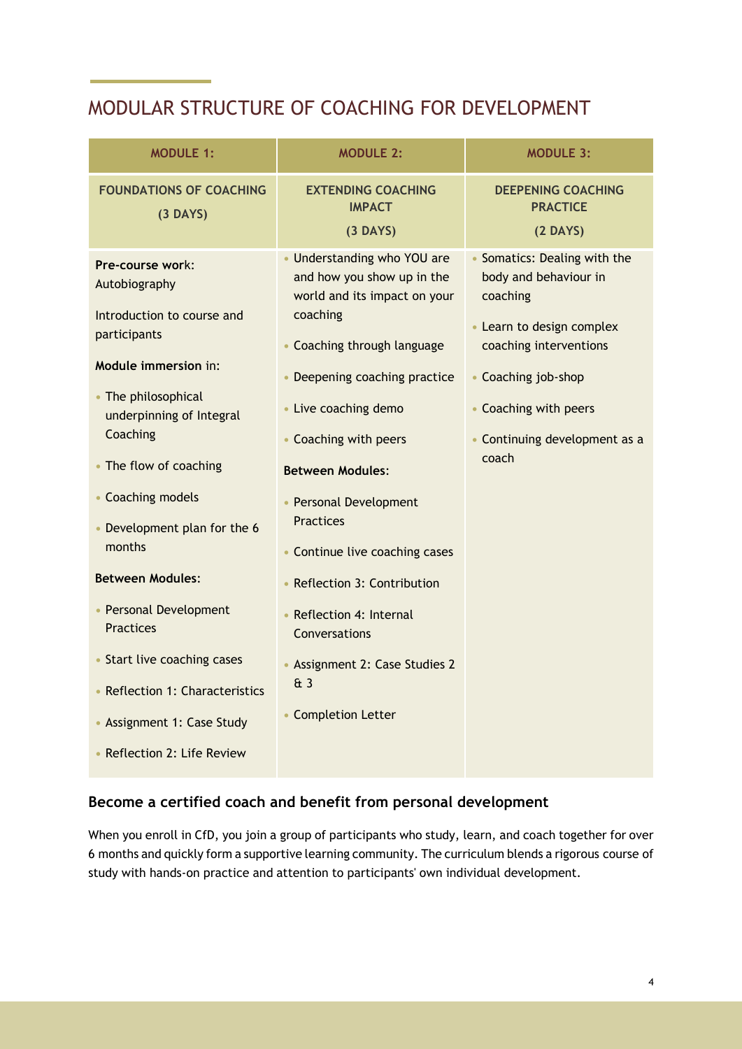# MODULAR STRUCTURE OF COACHING FOR DEVELOPMENT

| MODULE 1: | MODULE 2: | MODULE 3: |
|---|---|---|
| **FOUNDATIONS OF COACHING (3 DAYS)** | **EXTENDING COACHING IMPACT (3 DAYS)** | **DEEPENING COACHING PRACTICE (2 DAYS)** |
| **Pre-course work**: Autobiography<br><br>Introduction to course and participants<br><br>**Module immersion** in:<br>• The philosophical underpinning of Integral Coaching<br>• The flow of coaching<br>• Coaching models<br>• Development plan for the 6 months<br><br>**Between Modules**:<br>• Personal Development Practices<br>• Start live coaching cases<br>• Reflection 1: Characteristics<br>• Assignment 1: Case Study<br>• Reflection 2: Life Review | • Understanding who YOU are and how you show up in the world and its impact on your coaching<br>• Coaching through language<br>• Deepening coaching practice<br>• Live coaching demo<br>• Coaching with peers<br><br>**Between Modules**:<br>• Personal Development Practices<br>• Continue live coaching cases<br>• Reflection 3: Contribution<br>• Reflection 4: Internal Conversations<br>• Assignment 2: Case Studies 2 & 3<br>• Completion Letter | • Somatics: Dealing with the body and behaviour in coaching<br>• Learn to design complex coaching interventions<br>• Coaching job-shop<br>• Coaching with peers<br>• Continuing development as a coach |

### Become a certified coach and benefit from personal development

When you enroll in CfD, you join a group of participants who study, learn, and coach together for over 6 months and quickly form a supportive learning community. The curriculum blends a rigorous course of study with hands-on practice and attention to participants' own individual development.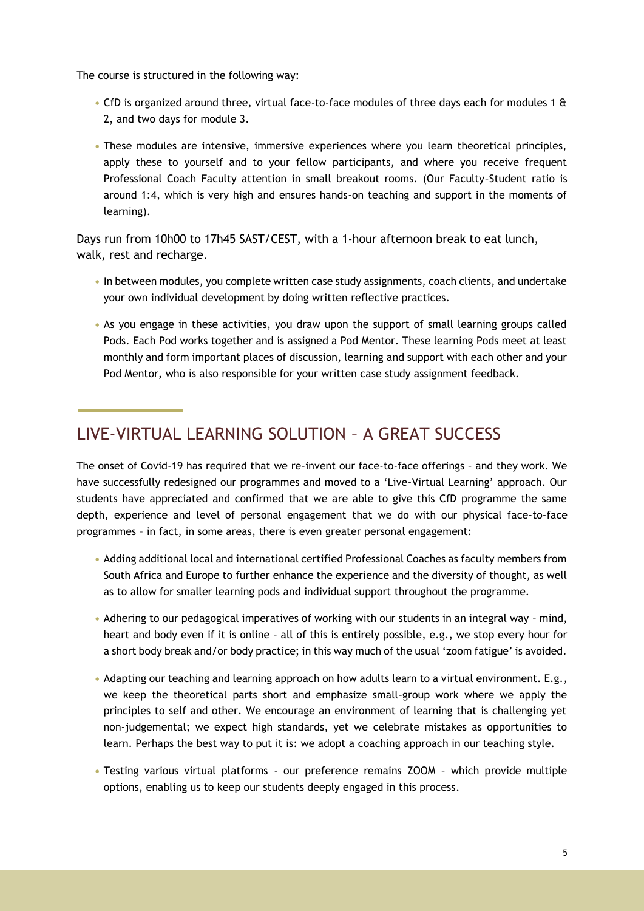The course is structured in the following way:

- CfD is organized around three, virtual face-to-face modules of three days each for modules 1 & 2, and two days for module 3.
- These modules are intensive, immersive experiences where you learn theoretical principles, apply these to yourself and to your fellow participants, and where you receive frequent Professional Coach Faculty attention in small breakout rooms. (Our Faculty–Student ratio is around 1:4, which is very high and ensures hands-on teaching and support in the moments of learning).

Days run from 10h00 to 17h45 SAST/CEST, with a 1-hour afternoon break to eat lunch, walk, rest and recharge.

- In between modules, you complete written case study assignments, coach clients, and undertake your own individual development by doing written reflective practices.
- As you engage in these activities, you draw upon the support of small learning groups called Pods. Each Pod works together and is assigned a Pod Mentor. These learning Pods meet at least monthly and form important places of discussion, learning and support with each other and your Pod Mentor, who is also responsible for your written case study assignment feedback.

## LIVE-VIRTUAL LEARNING SOLUTION – A GREAT SUCCESS

The onset of Covid-19 has required that we re-invent our face-to-face offerings – and they work. We have successfully redesigned our programmes and moved to a 'Live-Virtual Learning' approach. Our students have appreciated and confirmed that we are able to give this CfD programme the same depth, experience and level of personal engagement that we do with our physical face-to-face programmes – in fact, in some areas, there is even greater personal engagement:

- Adding additional local and international certified Professional Coaches as faculty members from South Africa and Europe to further enhance the experience and the diversity of thought, as well as to allow for smaller learning pods and individual support throughout the programme.
- Adhering to our pedagogical imperatives of working with our students in an integral way – mind, heart and body even if it is online – all of this is entirely possible, e.g., we stop every hour for a short body break and/or body practice; in this way much of the usual 'zoom fatigue' is avoided.
- Adapting our teaching and learning approach on how adults learn to a virtual environment. E.g., we keep the theoretical parts short and emphasize small-group work where we apply the principles to self and other. We encourage an environment of learning that is challenging yet non-judgemental; we expect high standards, yet we celebrate mistakes as opportunities to learn. Perhaps the best way to put it is: we adopt a coaching approach in our teaching style.
- Testing various virtual platforms - our preference remains ZOOM – which provide multiple options, enabling us to keep our students deeply engaged in this process.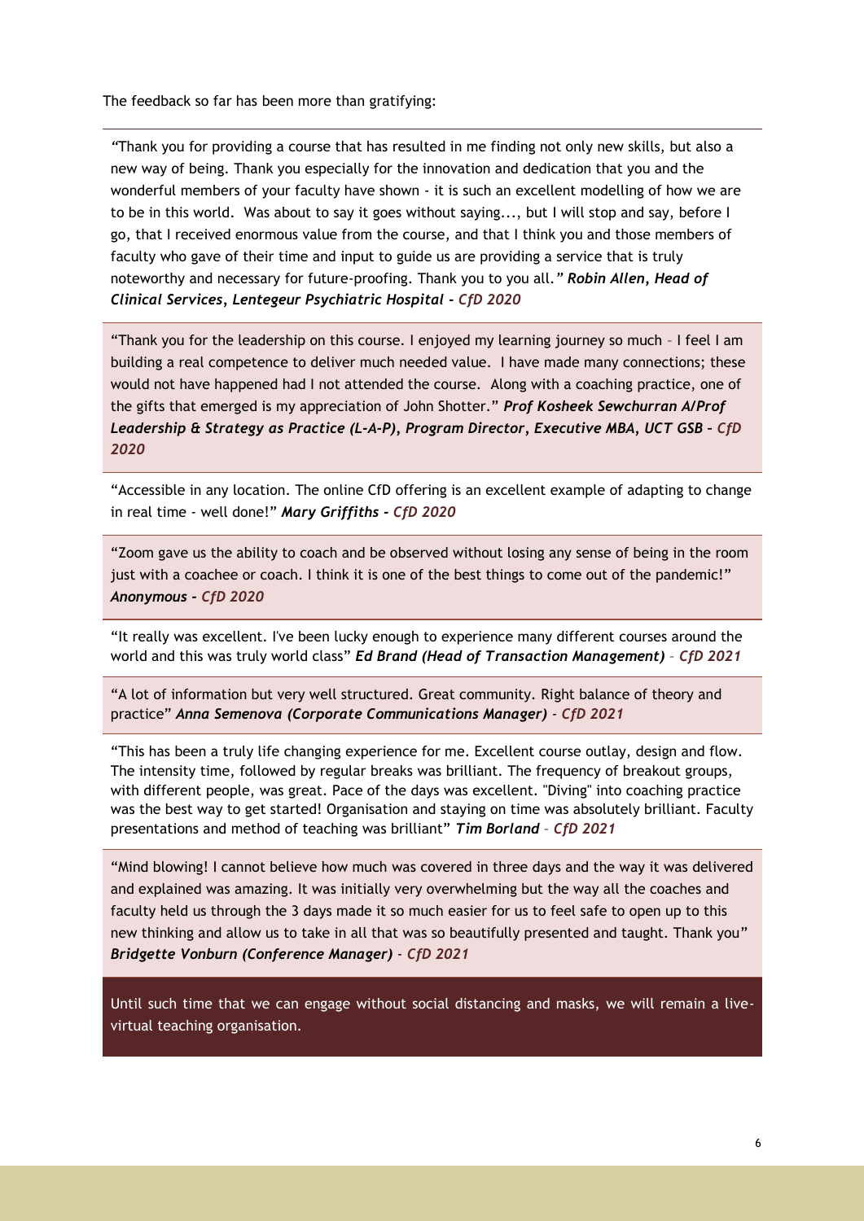The feedback so far has been more than gratifying:

---

*"Thank you for providing a course that has resulted in me finding not only new skills, but also a new way of being. Thank you especially for the innovation and dedication that you and the wonderful members of your faculty have shown - it is such an excellent modelling of how we are to be in this world. Was about to say it goes without saying..., but I will stop and say, before I go, that I received enormous value from the course, and that I think you and those members of faculty who gave of their time and input to guide us are providing a service that is truly noteworthy and necessary for future-proofing. Thank you to you all."* ***Robin Allen, Head of Clinical Services, Lentegeur Psychiatric Hospital - CfD 2020***

---

"Thank you for the leadership on this course. I enjoyed my learning journey so much – I feel I am building a real competence to deliver much needed value. I have made many connections; these would not have happened had I not attended the course. Along with a coaching practice, one of the gifts that emerged is my appreciation of John Shotter." ***Prof Kosheek Sewchurran A/Prof Leadership & Strategy as Practice (L-A-P), Program Director, Executive MBA, UCT GSB – CfD 2020***

---

"Accessible in any location. The online CfD offering is an excellent example of adapting to change in real time - well done!" ***Mary Griffiths - CfD 2020***

---

"Zoom gave us the ability to coach and be observed without losing any sense of being in the room just with a coachee or coach. I think it is one of the best things to come out of the pandemic!" ***Anonymous - CfD 2020***

---

"It really was excellent. I've been lucky enough to experience many different courses around the world and this was truly world class" ***Ed Brand (Head of Transaction Management) – CfD 2021***

---

"A lot of information but very well structured. Great community. Right balance of theory and practice" ***Anna Semenova (Corporate Communications Manager) - CfD 2021***

---

"This has been a truly life changing experience for me. Excellent course outlay, design and flow. The intensity time, followed by regular breaks was brilliant. The frequency of breakout groups, with different people, was great. Pace of the days was excellent. "Diving" into coaching practice was the best way to get started! Organisation and staying on time was absolutely brilliant. Faculty presentations and method of teaching was brilliant" ***Tim Borland – CfD 2021***

---

"Mind blowing! I cannot believe how much was covered in three days and the way it was delivered and explained was amazing. It was initially very overwhelming but the way all the coaches and faculty held us through the 3 days made it so much easier for us to feel safe to open up to this new thinking and allow us to take in all that was so beautifully presented and taught. Thank you" ***Bridgette Vonburn (Conference Manager) - CfD 2021***

---

Until such time that we can engage without social distancing and masks, we will remain a live-virtual teaching organisation.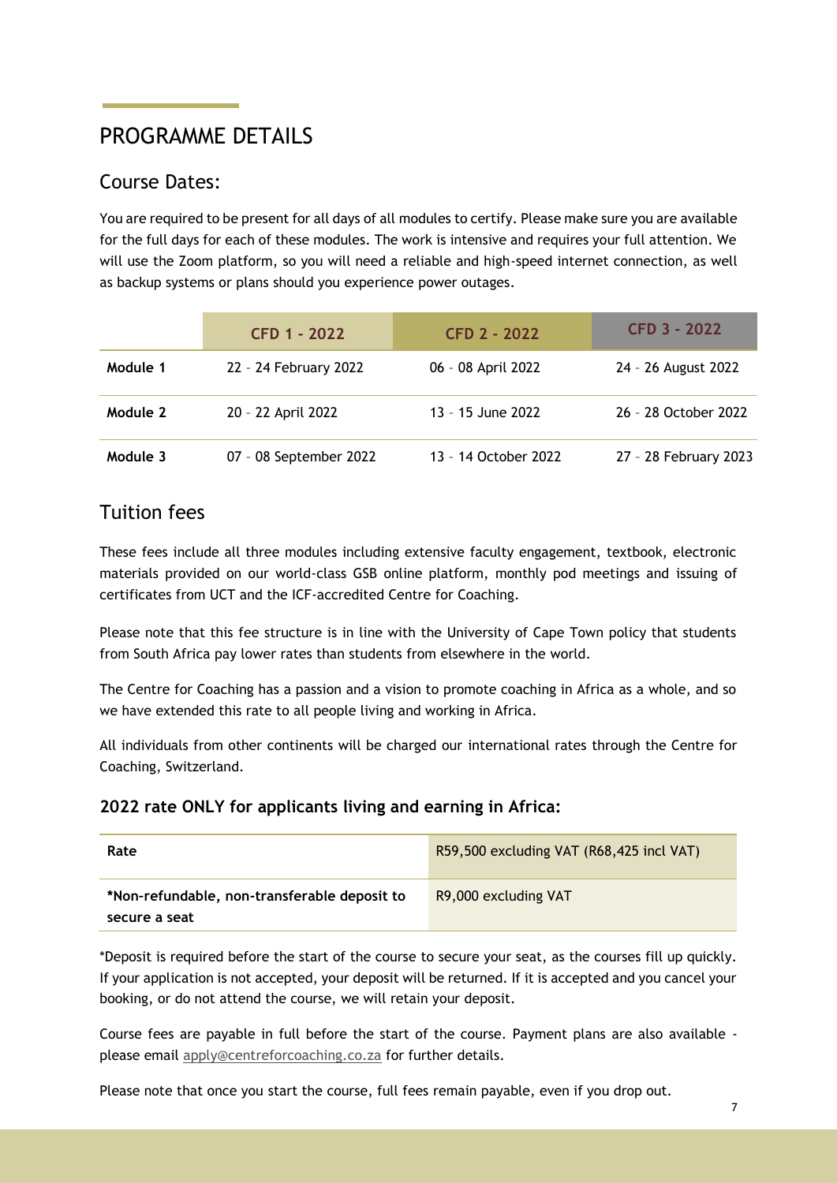# PROGRAMME DETAILS

## Course Dates:

You are required to be present for all days of all modules to certify. Please make sure you are available for the full days for each of these modules. The work is intensive and requires your full attention. We will use the Zoom platform, so you will need a reliable and high-speed internet connection, as well as backup systems or plans should you experience power outages.

| | CFD 1 - 2022 | CFD 2 - 2022 | CFD 3 - 2022 |
|---|---|---|---|
| **Module 1** | 22 – 24 February 2022 | 06 – 08 April 2022 | 24 – 26 August 2022 |
| **Module 2** | 20 – 22 April 2022 | 13 - 15 June 2022 | 26 – 28 October 2022 |
| **Module 3** | 07 – 08 September 2022 | 13 - 14 October 2022 | 27 – 28 February 2023 |

## Tuition fees

These fees include all three modules including extensive faculty engagement, textbook, electronic materials provided on our world-class GSB online platform, monthly pod meetings and issuing of certificates from UCT and the ICF-accredited Centre for Coaching.

Please note that this fee structure is in line with the University of Cape Town policy that students from South Africa pay lower rates than students from elsewhere in the world.

The Centre for Coaching has a passion and a vision to promote coaching in Africa as a whole, and so we have extended this rate to all people living and working in Africa.

All individuals from other continents will be charged our international rates through the Centre for Coaching, Switzerland.

### 2022 rate ONLY for applicants living and earning in Africa:

| Rate | R59,500 excluding VAT (R68,425 incl VAT) |
|---|---|
| ***Non-refundable, non-transferable deposit to secure a seat** | R9,000 excluding VAT |

*Deposit is required before the start of the course to secure your seat, as the courses fill up quickly. If your application is not accepted, your deposit will be returned. If it is accepted and you cancel your booking, or do not attend the course, we will retain your deposit.

Course fees are payable in full before the start of the course. Payment plans are also available - please email apply@centreforcoaching.co.za for further details.

Please note that once you start the course, full fees remain payable, even if you drop out.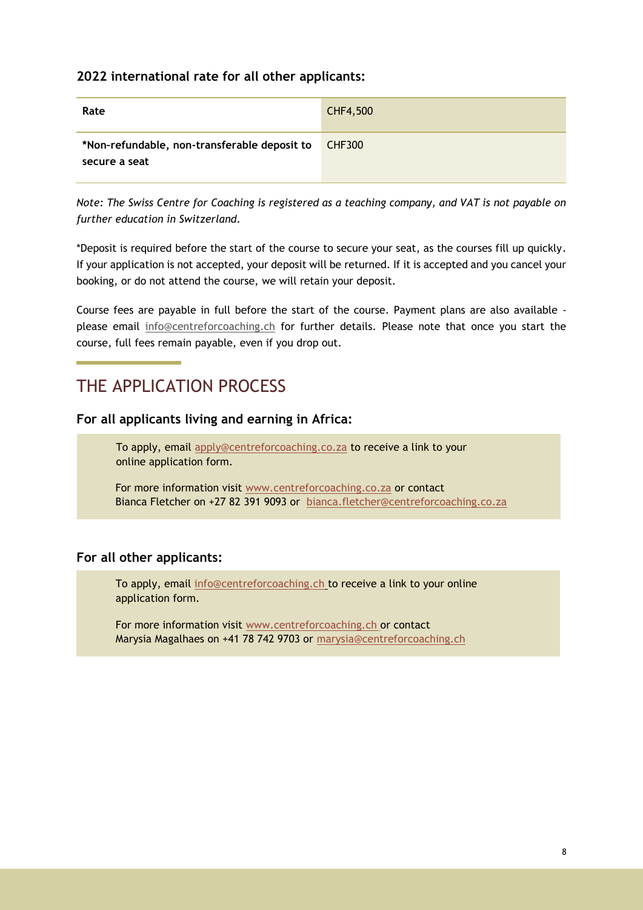### 2022 international rate for all other applicants:

| Rate | CHF4,500 |
| --- | --- |
| ***Non-refundable, non-transferable deposit to secure a seat** | CHF300 |

*Note: The Swiss Centre for Coaching is registered as a teaching company, and VAT is not payable on further education in Switzerland.*

*Deposit is required before the start of the course to secure your seat, as the courses fill up quickly. If your application is not accepted, your deposit will be returned. If it is accepted and you cancel your booking, or do not attend the course, we will retain your deposit.

Course fees are payable in full before the start of the course. Payment plans are also available - please email info@centreforcoaching.ch for further details. Please note that once you start the course, full fees remain payable, even if you drop out.

## THE APPLICATION PROCESS

### For all applicants living and earning in Africa:

To apply, email apply@centreforcoaching.co.za to receive a link to your online application form.

For more information visit www.centreforcoaching.co.za or contact Bianca Fletcher on +27 82 391 9093 or bianca.fletcher@centreforcoaching.co.za

### For all other applicants:

To apply, email info@centreforcoaching.ch to receive a link to your online application form.

For more information visit www.centreforcoaching.ch or contact Marysia Magalhaes on +41 78 742 9703 or marysia@centreforcoaching.ch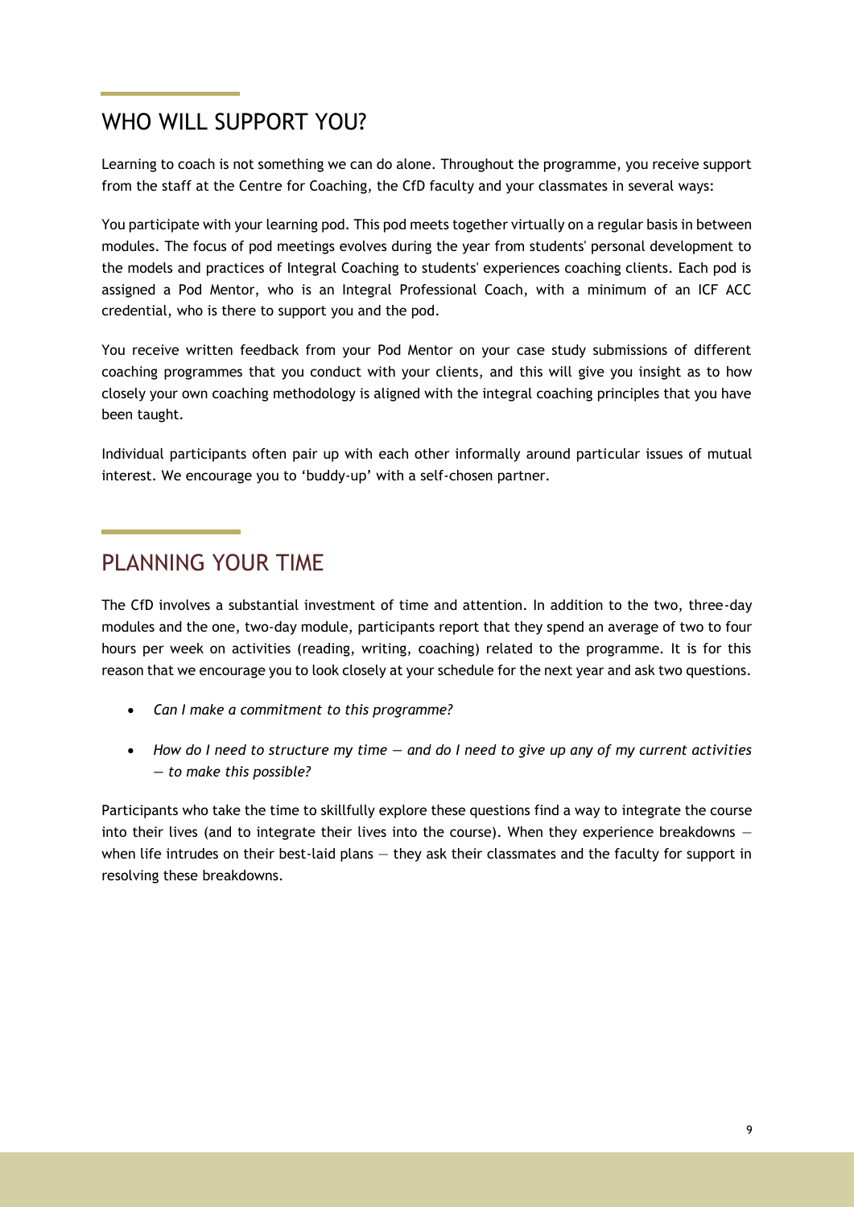## WHO WILL SUPPORT YOU?

Learning to coach is not something we can do alone. Throughout the programme, you receive support from the staff at the Centre for Coaching, the CfD faculty and your classmates in several ways:

You participate with your learning pod. This pod meets together virtually on a regular basis in between modules. The focus of pod meetings evolves during the year from students' personal development to the models and practices of Integral Coaching to students' experiences coaching clients. Each pod is assigned a Pod Mentor, who is an Integral Professional Coach, with a minimum of an ICF ACC credential, who is there to support you and the pod.

You receive written feedback from your Pod Mentor on your case study submissions of different coaching programmes that you conduct with your clients, and this will give you insight as to how closely your own coaching methodology is aligned with the integral coaching principles that you have been taught.

Individual participants often pair up with each other informally around particular issues of mutual interest. We encourage you to 'buddy-up' with a self-chosen partner.

## PLANNING YOUR TIME

The CfD involves a substantial investment of time and attention. In addition to the two, three-day modules and the one, two-day module, participants report that they spend an average of two to four hours per week on activities (reading, writing, coaching) related to the programme. It is for this reason that we encourage you to look closely at your schedule for the next year and ask two questions.

- *Can I make a commitment to this programme?*
- *How do I need to structure my time — and do I need to give up any of my current activities — to make this possible?*

Participants who take the time to skillfully explore these questions find a way to integrate the course into their lives (and to integrate their lives into the course). When they experience breakdowns — when life intrudes on their best-laid plans — they ask their classmates and the faculty for support in resolving these breakdowns.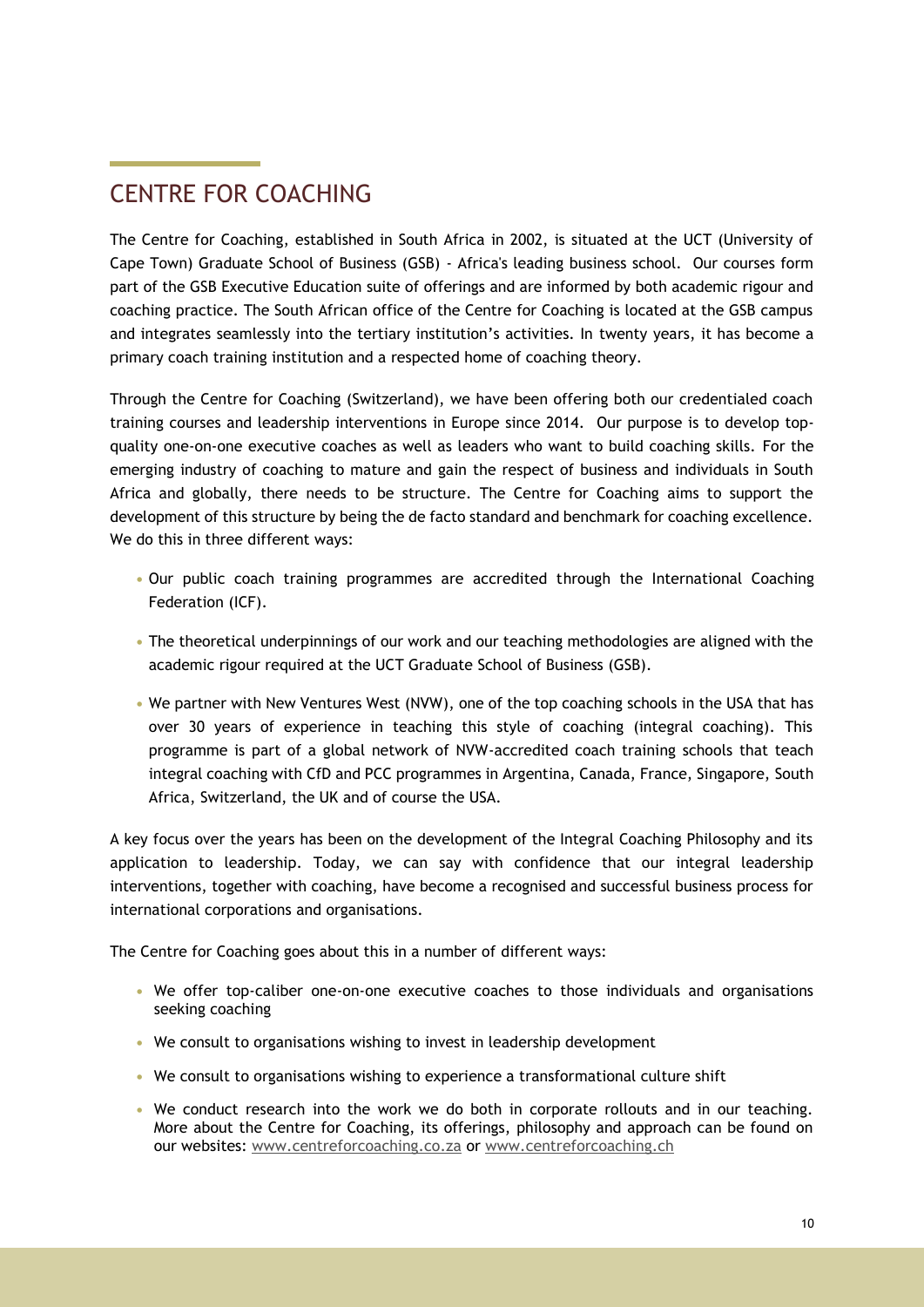## CENTRE FOR COACHING

The Centre for Coaching, established in South Africa in 2002, is situated at the UCT (University of Cape Town) Graduate School of Business (GSB) - Africa's leading business school. Our courses form part of the GSB Executive Education suite of offerings and are informed by both academic rigour and coaching practice. The South African office of the Centre for Coaching is located at the GSB campus and integrates seamlessly into the tertiary institution's activities. In twenty years, it has become a primary coach training institution and a respected home of coaching theory.

Through the Centre for Coaching (Switzerland), we have been offering both our credentialed coach training courses and leadership interventions in Europe since 2014. Our purpose is to develop top-quality one-on-one executive coaches as well as leaders who want to build coaching skills. For the emerging industry of coaching to mature and gain the respect of business and individuals in South Africa and globally, there needs to be structure. The Centre for Coaching aims to support the development of this structure by being the de facto standard and benchmark for coaching excellence. We do this in three different ways:

- Our public coach training programmes are accredited through the International Coaching Federation (ICF).
- The theoretical underpinnings of our work and our teaching methodologies are aligned with the academic rigour required at the UCT Graduate School of Business (GSB).
- We partner with New Ventures West (NVW), one of the top coaching schools in the USA that has over 30 years of experience in teaching this style of coaching (integral coaching). This programme is part of a global network of NVW-accredited coach training schools that teach integral coaching with CfD and PCC programmes in Argentina, Canada, France, Singapore, South Africa, Switzerland, the UK and of course the USA.

A key focus over the years has been on the development of the Integral Coaching Philosophy and its application to leadership. Today, we can say with confidence that our integral leadership interventions, together with coaching, have become a recognised and successful business process for international corporations and organisations.

The Centre for Coaching goes about this in a number of different ways:

- We offer top-caliber one-on-one executive coaches to those individuals and organisations seeking coaching
- We consult to organisations wishing to invest in leadership development
- We consult to organisations wishing to experience a transformational culture shift
- We conduct research into the work we do both in corporate rollouts and in our teaching. More about the Centre for Coaching, its offerings, philosophy and approach can be found on our websites: www.centreforcoaching.co.za or www.centreforcoaching.ch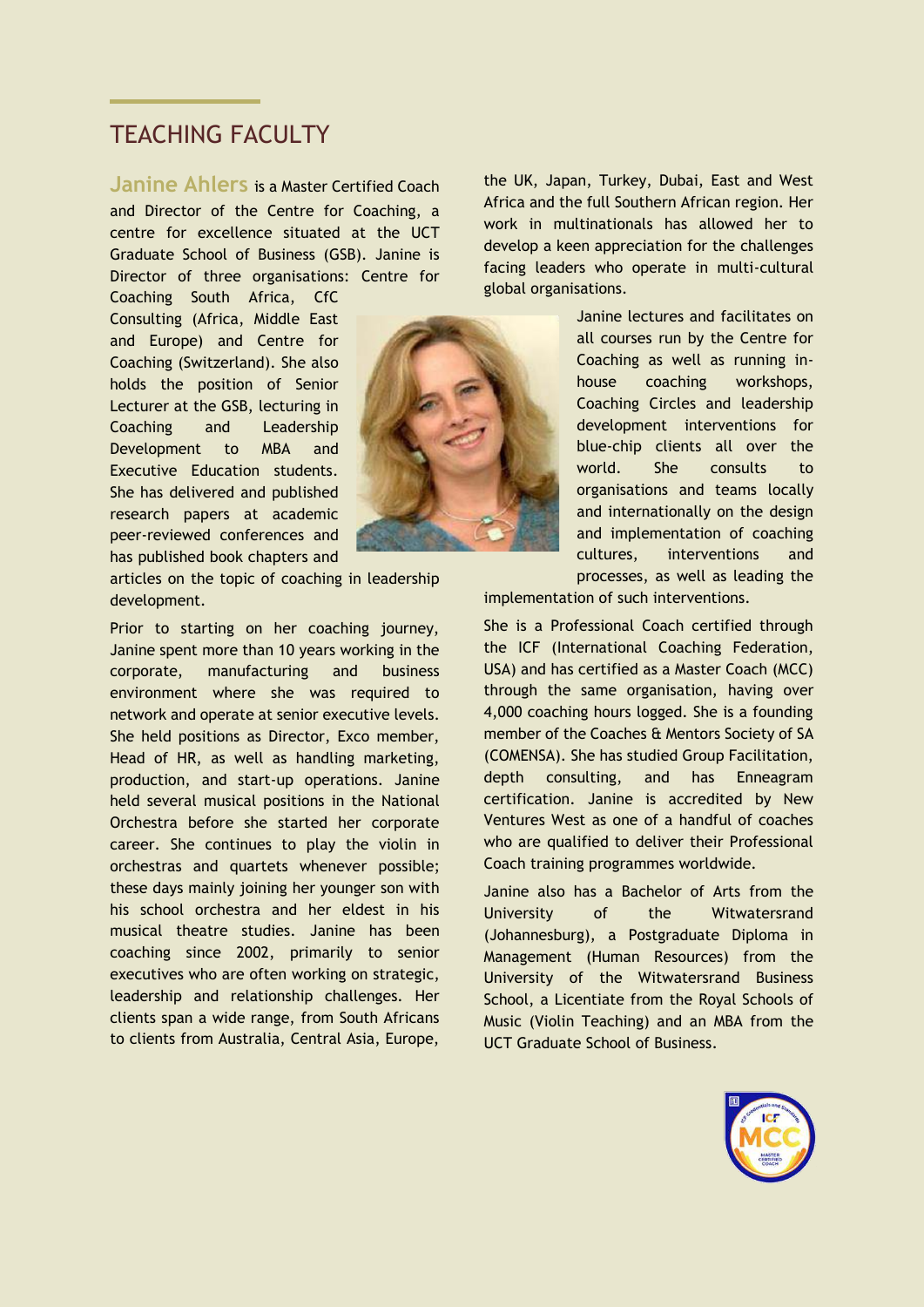## TEACHING FACULTY

**Janine Ahlers** is a Master Certified Coach and Director of the Centre for Coaching, a centre for excellence situated at the UCT Graduate School of Business (GSB). Janine is Director of three organisations: Centre for Coaching South Africa, CfC Consulting (Africa, Middle East and Europe) and Centre for Coaching (Switzerland). She also holds the position of Senior Lecturer at the GSB, lecturing in Coaching and Leadership Development to MBA and Executive Education students. She has delivered and published research papers at academic peer-reviewed conferences and has published book chapters and articles on the topic of coaching in leadership development.

Prior to starting on her coaching journey, Janine spent more than 10 years working in the corporate, manufacturing and business environment where she was required to network and operate at senior executive levels. She held positions as Director, Exco member, Head of HR, as well as handling marketing, production, and start-up operations. Janine held several musical positions in the National Orchestra before she started her corporate career. She continues to play the violin in orchestras and quartets whenever possible; these days mainly joining her younger son with his school orchestra and her eldest in his musical theatre studies. Janine has been coaching since 2002, primarily to senior executives who are often working on strategic, leadership and relationship challenges. Her clients span a wide range, from South Africans to clients from Australia, Central Asia, Europe, the UK, Japan, Turkey, Dubai, East and West Africa and the full Southern African region. Her work in multinationals has allowed her to develop a keen appreciation for the challenges facing leaders who operate in multi-cultural global organisations.

Janine lectures and facilitates on all courses run by the Centre for Coaching as well as running in-house coaching workshops, Coaching Circles and leadership development interventions for blue-chip clients all over the world. She consults to organisations and teams locally and internationally on the design and implementation of coaching cultures, interventions and processes, as well as leading the implementation of such interventions.

She is a Professional Coach certified through the ICF (International Coaching Federation, USA) and has certified as a Master Coach (MCC) through the same organisation, having over 4,000 coaching hours logged. She is a founding member of the Coaches & Mentors Society of SA (COMENSA). She has studied Group Facilitation, depth consulting, and has Enneagram certification. Janine is accredited by New Ventures West as one of a handful of coaches who are qualified to deliver their Professional Coach training programmes worldwide.

Janine also has a Bachelor of Arts from the University of the Witwatersrand (Johannesburg), a Postgraduate Diploma in Management (Human Resources) from the University of the Witwatersrand Business School, a Licentiate from the Royal Schools of Music (Violin Teaching) and an MBA from the UCT Graduate School of Business.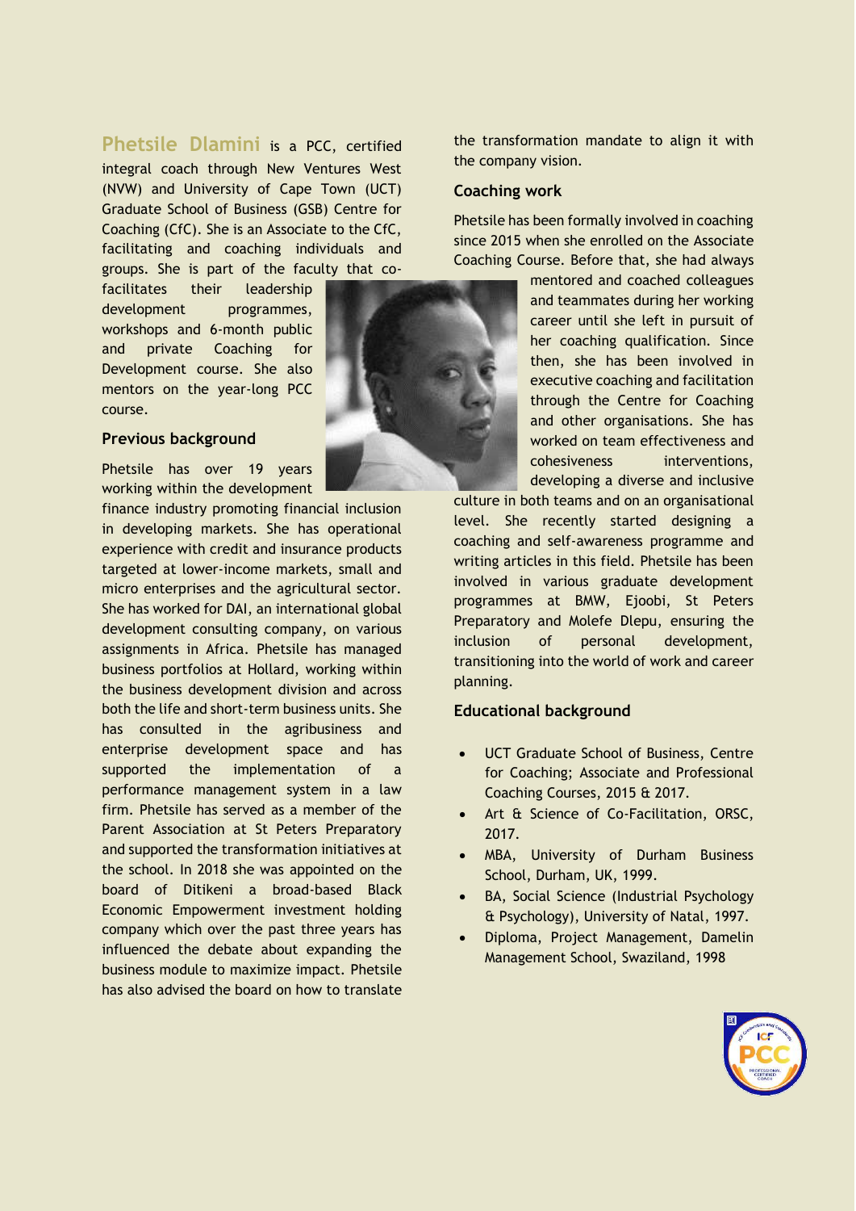**Phetsile Dlamini** is a PCC, certified integral coach through New Ventures West (NVW) and University of Cape Town (UCT) Graduate School of Business (GSB) Centre for Coaching (CfC). She is an Associate to the CfC, facilitating and coaching individuals and groups. She is part of the faculty that co-facilitates their leadership development programmes, workshops and 6-month public and private Coaching for Development course. She also mentors on the year-long PCC course.

## Previous background

Phetsile has over 19 years working within the development finance industry promoting financial inclusion in developing markets. She has operational experience with credit and insurance products targeted at lower-income markets, small and micro enterprises and the agricultural sector. She has worked for DAI, an international global development consulting company, on various assignments in Africa. Phetsile has managed business portfolios at Hollard, working within the business development division and across both the life and short-term business units. She has consulted in the agribusiness and enterprise development space and has supported the implementation of a performance management system in a law firm. Phetsile has served as a member of the Parent Association at St Peters Preparatory and supported the transformation initiatives at the school. In 2018 she was appointed on the board of Ditikeni a broad-based Black Economic Empowerment investment holding company which over the past three years has influenced the debate about expanding the business module to maximize impact. Phetsile has also advised the board on how to translate the transformation mandate to align it with the company vision.

## Coaching work

Phetsile has been formally involved in coaching since 2015 when she enrolled on the Associate Coaching Course. Before that, she had always mentored and coached colleagues and teammates during her working career until she left in pursuit of her coaching qualification. Since then, she has been involved in executive coaching and facilitation through the Centre for Coaching and other organisations. She has worked on team effectiveness and cohesiveness interventions, developing a diverse and inclusive culture in both teams and on an organisational level. She recently started designing a coaching and self-awareness programme and writing articles in this field. Phetsile has been involved in various graduate development programmes at BMW, Ejoobi, St Peters Preparatory and Molefe Dlepu, ensuring the inclusion of personal development, transitioning into the world of work and career planning.

## Educational background

- UCT Graduate School of Business, Centre for Coaching; Associate and Professional Coaching Courses, 2015 & 2017.
- Art & Science of Co-Facilitation, ORSC, 2017.
- MBA, University of Durham Business School, Durham, UK, 1999.
- BA, Social Science (Industrial Psychology & Psychology), University of Natal, 1997.
- Diploma, Project Management, Damelin Management School, Swaziland, 1998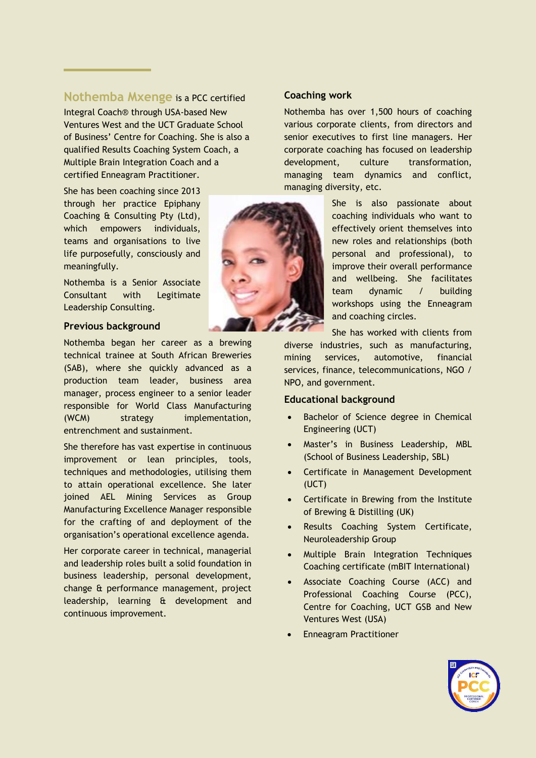**Nothemba Mxenge** is a PCC certified Integral Coach® through USA-based New Ventures West and the UCT Graduate School of Business' Centre for Coaching. She is also a qualified Results Coaching System Coach, a Multiple Brain Integration Coach and a certified Enneagram Practitioner.

She has been coaching since 2013 through her practice Epiphany Coaching & Consulting Pty (Ltd), which empowers individuals, teams and organisations to live life purposefully, consciously and meaningfully.

Nothemba is a Senior Associate Consultant with Legitimate Leadership Consulting.

### Previous background

Nothemba began her career as a brewing technical trainee at South African Breweries (SAB), where she quickly advanced as a production team leader, business area manager, process engineer to a senior leader responsible for World Class Manufacturing (WCM) strategy implementation, entrenchment and sustainment.

She therefore has vast expertise in continuous improvement or lean principles, tools, techniques and methodologies, utilising them to attain operational excellence. She later joined AEL Mining Services as Group Manufacturing Excellence Manager responsible for the crafting of and deployment of the organisation's operational excellence agenda.

Her corporate career in technical, managerial and leadership roles built a solid foundation in business leadership, personal development, change & performance management, project leadership, learning & development and continuous improvement.

### Coaching work

Nothemba has over 1,500 hours of coaching various corporate clients, from directors and senior executives to first line managers. Her corporate coaching has focused on leadership development, culture transformation, managing team dynamics and conflict, managing diversity, etc.

She is also passionate about coaching individuals who want to effectively orient themselves into new roles and relationships (both personal and professional), to improve their overall performance and wellbeing. She facilitates team dynamic / building workshops using the Enneagram and coaching circles.

She has worked with clients from diverse industries, such as manufacturing, mining services, automotive, financial services, finance, telecommunications, NGO / NPO, and government.

### Educational background

- Bachelor of Science degree in Chemical Engineering (UCT)
- Master's in Business Leadership, MBL (School of Business Leadership, SBL)
- Certificate in Management Development (UCT)
- Certificate in Brewing from the Institute of Brewing & Distilling (UK)
- Results Coaching System Certificate, Neuroleadership Group
- Multiple Brain Integration Techniques Coaching certificate (mBIT International)
- Associate Coaching Course (ACC) and Professional Coaching Course (PCC), Centre for Coaching, UCT GSB and New Ventures West (USA)
- Enneagram Practitioner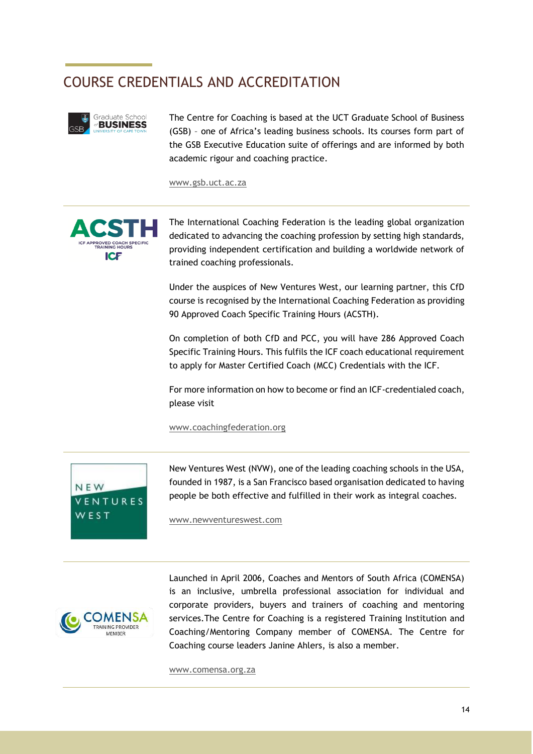# COURSE CREDENTIALS AND ACCREDITATION

The Centre for Coaching is based at the UCT Graduate School of Business (GSB) – one of Africa's leading business schools. Its courses form part of the GSB Executive Education suite of offerings and are informed by both academic rigour and coaching practice.

www.gsb.uct.ac.za

---

The International Coaching Federation is the leading global organization dedicated to advancing the coaching profession by setting high standards, providing independent certification and building a worldwide network of trained coaching professionals.

Under the auspices of New Ventures West, our learning partner, this CfD course is recognised by the International Coaching Federation as providing 90 Approved Coach Specific Training Hours (ACSTH).

On completion of both CfD and PCC, you will have 286 Approved Coach Specific Training Hours. This fulfils the ICF coach educational requirement to apply for Master Certified Coach (MCC) Credentials with the ICF.

For more information on how to become or find an ICF-credentialed coach, please visit

www.coachingfederation.org

---

New Ventures West (NVW), one of the leading coaching schools in the USA, founded in 1987, is a San Francisco based organisation dedicated to having people be both effective and fulfilled in their work as integral coaches.

www.newventureswest.com

---

Launched in April 2006, Coaches and Mentors of South Africa (COMENSA) is an inclusive, umbrella professional association for individual and corporate providers, buyers and trainers of coaching and mentoring services.The Centre for Coaching is a registered Training Institution and Coaching/Mentoring Company member of COMENSA. The Centre for Coaching course leaders Janine Ahlers, is also a member.

www.comensa.org.za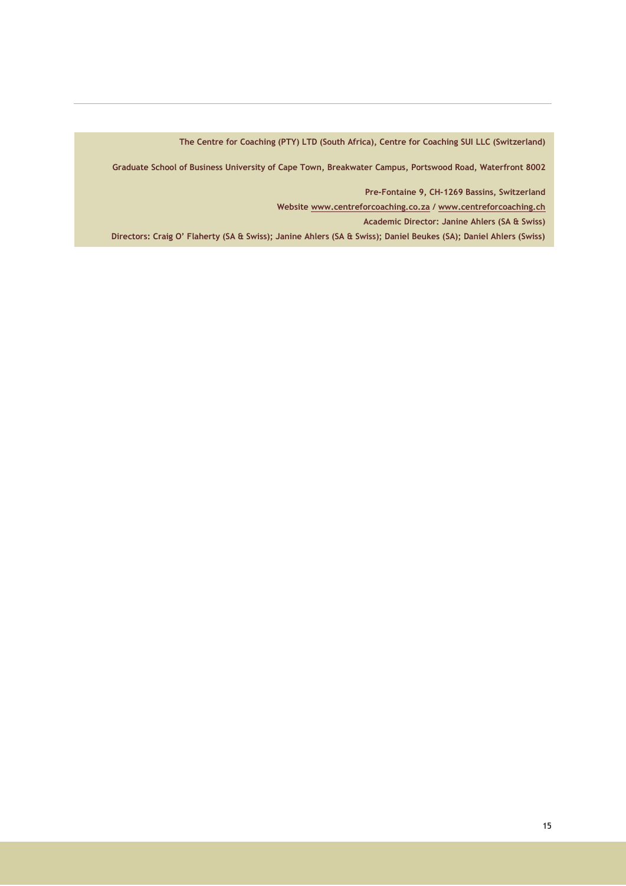**The Centre for Coaching (PTY) LTD (South Africa), Centre for Coaching SUI LLC (Switzerland)**

**Graduate School of Business University of Cape Town, Breakwater Campus, Portswood Road, Waterfront 8002**

**Pre-Fontaine 9, CH-1269 Bassins, Switzerland**

**Website www.centreforcoaching.co.za / www.centreforcoaching.ch**

**Academic Director: Janine Ahlers (SA & Swiss)**

**Directors: Craig O' Flaherty (SA & Swiss); Janine Ahlers (SA & Swiss); Daniel Beukes (SA); Daniel Ahlers (Swiss)**